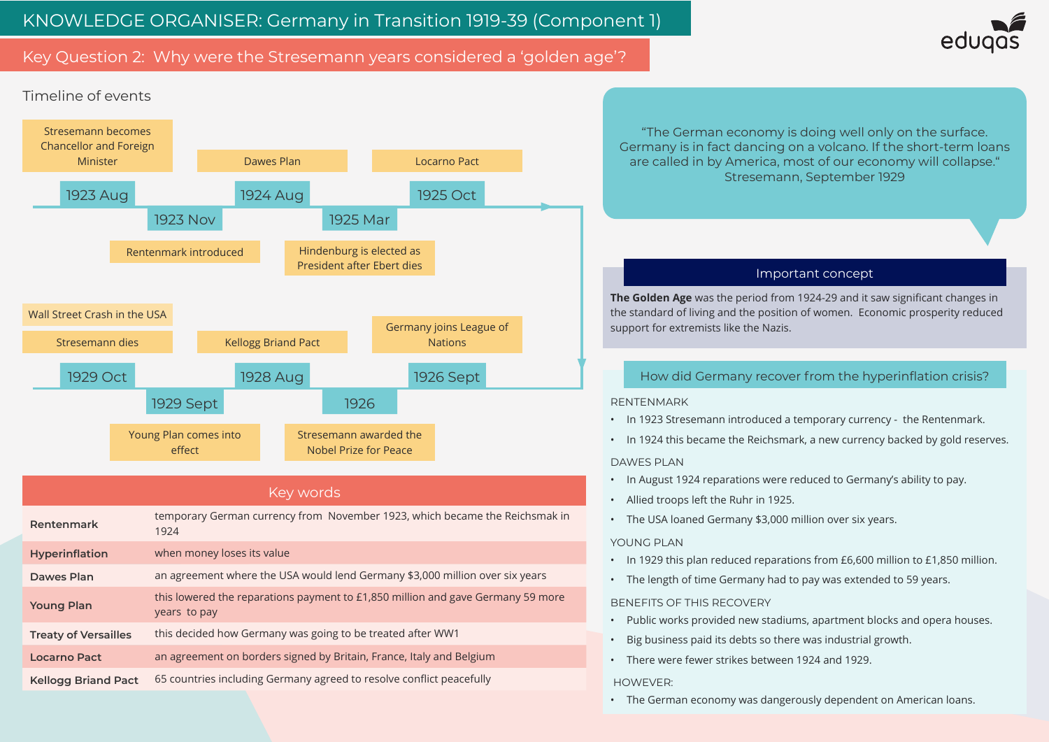# KNOWLEDGE ORGANISER: Germany in Transition 1919-39 (Component 1)

eduqas

## Key Question 2: Why were the Stresemann years considered a 'golden age'?

### Timeline of events

- **1923 Aug** – Stresemann becomes Chancellor and Foreign Minister
- **1923 Nov** – Rentenmark introduced
- **1924 Aug** – Dawes Plan
- **1925 Mar** – Hindenburg is elected as President after Ebert dies
- **1925 Oct** – Locarno Pact
- **1926 Sept** – Germany joins League of Nations
- **1926** – Stresemann awarded the Nobel Prize for Peace
- **1928 Aug** – Kellogg Briand Pact
- **1929 Sept** – Young Plan comes into effect
- **1929 Oct** – Wall Street Crash in the USA; Stresemann dies

### Key words

| Term | Definition |
|---|---|
| **Rentenmark** | temporary German currency from November 1923, which became the Reichsmak in 1924 |
| **Hyperinflation** | when money loses its value |
| **Dawes Plan** | an agreement where the USA would lend Germany $3,000 million over six years |
| **Young Plan** | this lowered the reparations payment to £1,850 million and gave Germany 59 more years to pay |
| **Treaty of Versailles** | this decided how Germany was going to be treated after WW1 |
| **Locarno Pact** | an agreement on borders signed by Britain, France, Italy and Belgium |
| **Kellogg Briand Pact** | 65 countries including Germany agreed to resolve conflict peacefully |

> "The German economy is doing well only on the surface. Germany is in fact dancing on a volcano. If the short-term loans are called in by America, most of our economy will collapse."
> Stresemann, September 1929

### Important concept

**The Golden Age** was the period from 1924-29 and it saw significant changes in the standard of living and the position of women. Economic prosperity reduced support for extremists like the Nazis.

### How did Germany recover from the hyperinflation crisis?

RENTENMARK

- In 1923 Stresemann introduced a temporary currency - the Rentenmark.
- In 1924 this became the Reichsmark, a new currency backed by gold reserves.

DAWES PLAN

- In August 1924 reparations were reduced to Germany's ability to pay.
- Allied troops left the Ruhr in 1925.
- The USA loaned Germany $3,000 million over six years.

YOUNG PLAN

- In 1929 this plan reduced reparations from £6,600 million to £1,850 million.
- The length of time Germany had to pay was extended to 59 years.

BENEFITS OF THIS RECOVERY

- Public works provided new stadiums, apartment blocks and opera houses.
- Big business paid its debts so there was industrial growth.
- There were fewer strikes between 1924 and 1929.

HOWEVER:

- The German economy was dangerously dependent on American loans.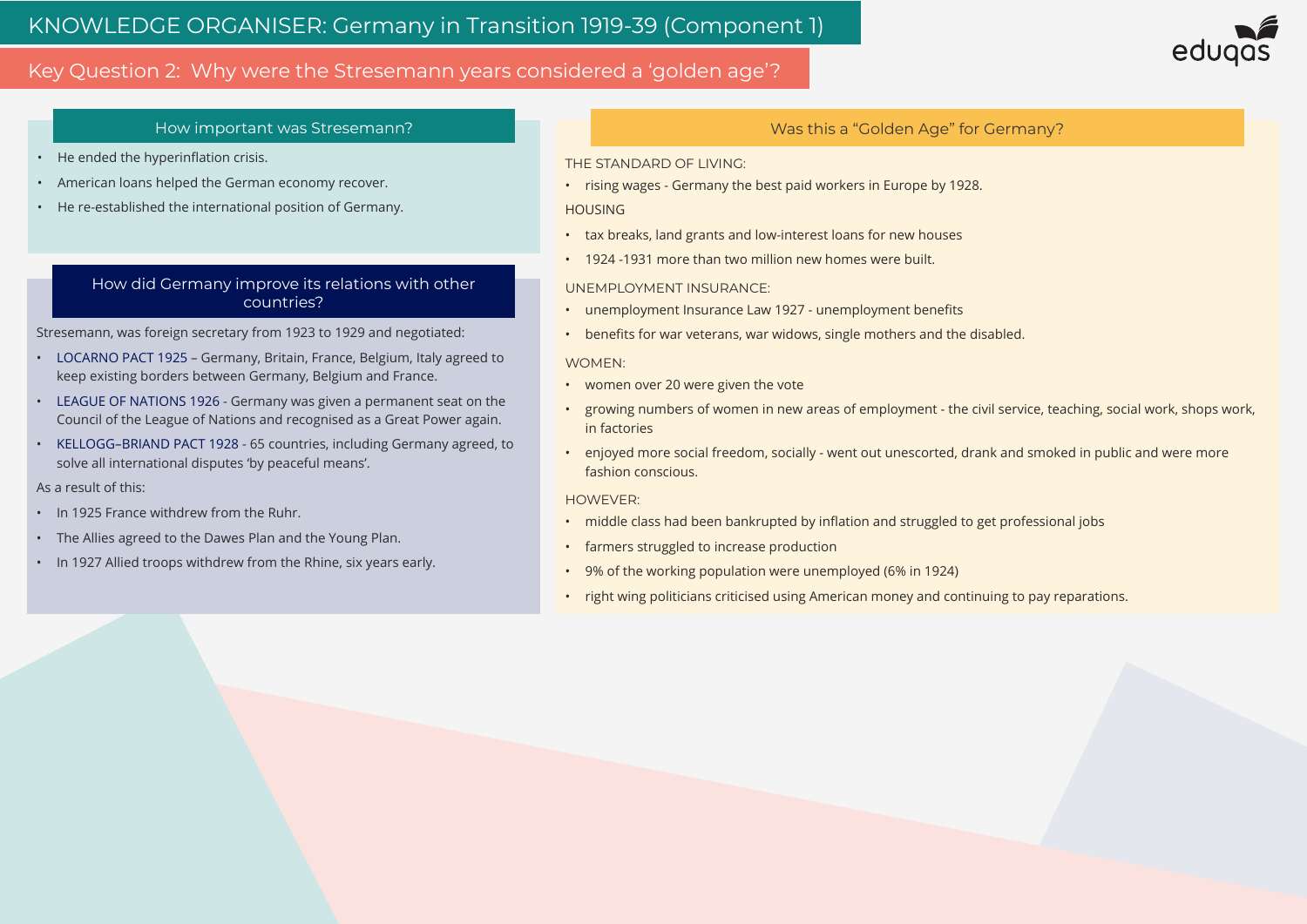# KNOWLEDGE ORGANISER: Germany in Transition 1919-39 (Component 1)

## Key Question 2: Why were the Stresemann years considered a 'golden age'?

### How important was Stresemann?

- He ended the hyperinflation crisis.
- American loans helped the German economy recover.
- He re-established the international position of Germany.

### How did Germany improve its relations with other countries?

Stresemann, was foreign secretary from 1923 to 1929 and negotiated:

- LOCARNO PACT 1925 – Germany, Britain, France, Belgium, Italy agreed to keep existing borders between Germany, Belgium and France.
- LEAGUE OF NATIONS 1926 - Germany was given a permanent seat on the Council of the League of Nations and recognised as a Great Power again.
- KELLOGG–BRIAND PACT 1928 - 65 countries, including Germany agreed, to solve all international disputes 'by peaceful means'.

As a result of this:

- In 1925 France withdrew from the Ruhr.
- The Allies agreed to the Dawes Plan and the Young Plan.
- In 1927 Allied troops withdrew from the Rhine, six years early.

### Was this a "Golden Age" for Germany?

THE STANDARD OF LIVING:

- rising wages - Germany the best paid workers in Europe by 1928.

HOUSING

- tax breaks, land grants and low-interest loans for new houses
- 1924 -1931 more than two million new homes were built.

UNEMPLOYMENT INSURANCE:

- unemployment Insurance Law 1927 - unemployment benefits
- benefits for war veterans, war widows, single mothers and the disabled.

WOMEN:

- women over 20 were given the vote
- growing numbers of women in new areas of employment - the civil service, teaching, social work, shops work, in factories
- enjoyed more social freedom, socially - went out unescorted, drank and smoked in public and were more fashion conscious.

HOWEVER:

- middle class had been bankrupted by inflation and struggled to get professional jobs
- farmers struggled to increase production
- 9% of the working population were unemployed (6% in 1924)
- right wing politicians criticised using American money and continuing to pay reparations.